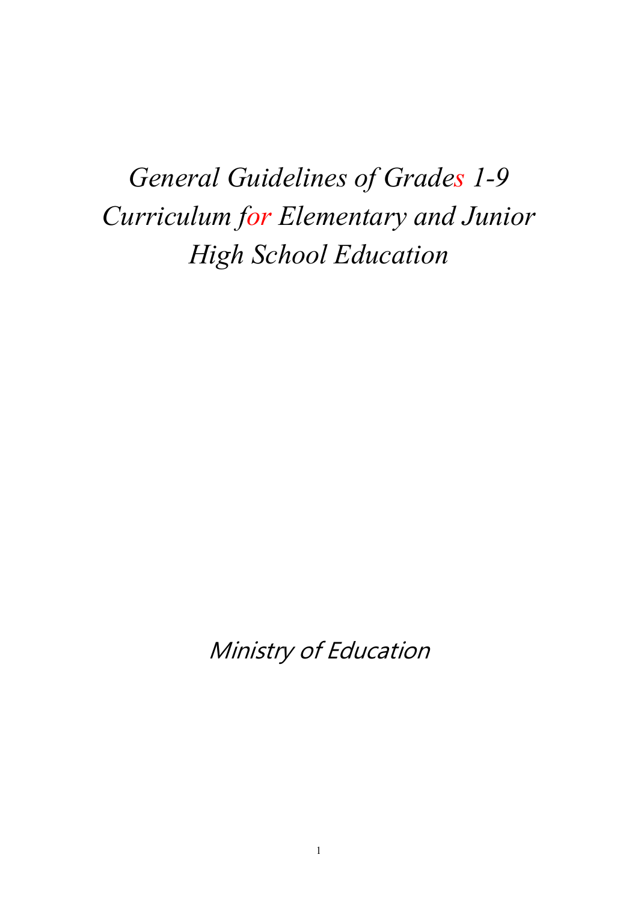# *General Guidelines of Grades 1-9 Curriculum for Elementary and Junior High School Education*

*Ministry of Education*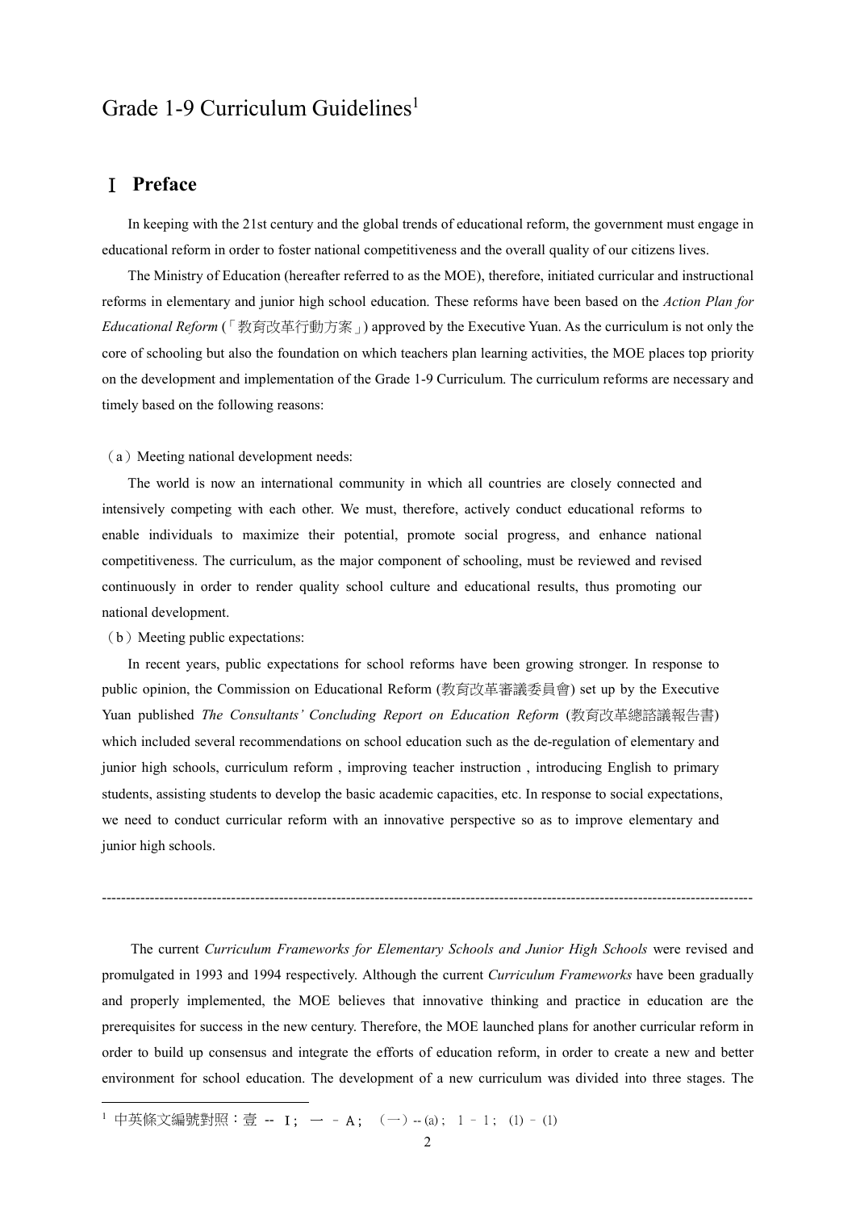# Grade 1-9 Curriculum Guidelines[1]

## Ⅰ Preface

In keeping with the 21st century and the global trends of educational reform, the government must engage in educational reform in order to foster national competitiveness and the overall quality of our citizens lives.

The Ministry of Education (hereafter referred to as the MOE), therefore, initiated curricular and instructional reforms in elementary and junior high school education. These reforms have been based on the *Action Plan for Educational Reform* (「教育改革行動方案」) approved by the Executive Yuan. As the curriculum is not only the core of schooling but also the foundation on which teachers plan learning activities, the MOE places top priority on the development and implementation of the Grade 1-9 Curriculum. The curriculum reforms are necessary and timely based on the following reasons:

（a）Meeting national development needs:

The world is now an international community in which all countries are closely connected and intensively competing with each other. We must, therefore, actively conduct educational reforms to enable individuals to maximize their potential, promote social progress, and enhance national competitiveness. The curriculum, as the major component of schooling, must be reviewed and revised continuously in order to render quality school culture and educational results, thus promoting our national development.

（b）Meeting public expectations:

In recent years, public expectations for school reforms have been growing stronger. In response to public opinion, the Commission on Educational Reform (教育改革審議委員會) set up by the Executive Yuan published *The Consultants' Concluding Report on Education Reform* (教育改革總諮議報告書) which included several recommendations on school education such as the de-regulation of elementary and junior high schools, curriculum reform , improving teacher instruction , introducing English to primary students, assisting students to develop the basic academic capacities, etc. In response to social expectations, we need to conduct curricular reform with an innovative perspective so as to improve elementary and junior high schools.

---

The current *Curriculum Frameworks for Elementary Schools and Junior High Schools* were revised and promulgated in 1993 and 1994 respectively. Although the current *Curriculum Frameworks* have been gradually and properly implemented, the MOE believes that innovative thinking and practice in education are the prerequisites for success in the new century. Therefore, the MOE launched plans for another curricular reform in order to build up consensus and integrate the efforts of education reform, in order to create a new and better environment for school education. The development of a new curriculum was divided into three stages. The

[1] 中英條文編號對照：壹 -- Ⅰ； 一 – A； （一）-- (a)； 1 – 1； (1) – (1)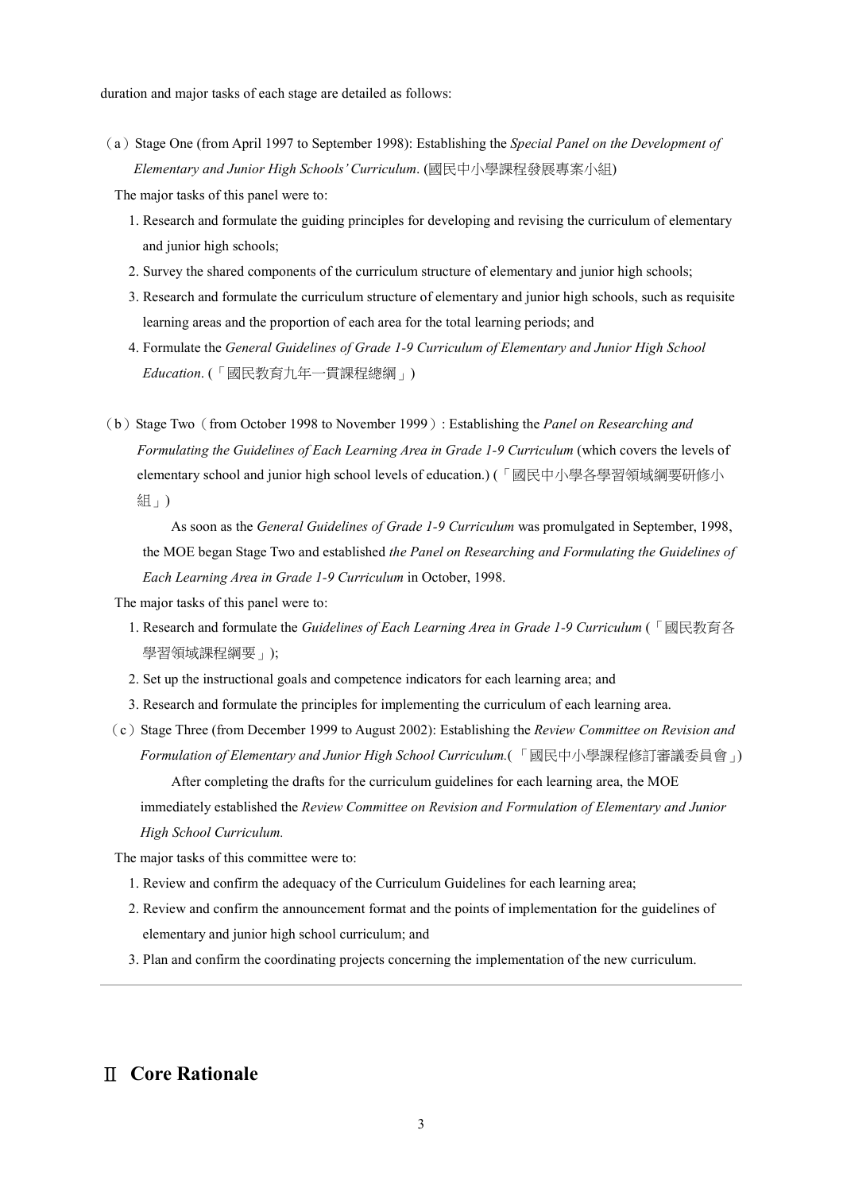duration and major tasks of each stage are detailed as follows:

（a）Stage One (from April 1997 to September 1998): Establishing the *Special Panel on the Development of Elementary and Junior High Schools' Curriculum*. (國民中小學課程發展專案小組)

The major tasks of this panel were to:

1. Research and formulate the guiding principles for developing and revising the curriculum of elementary and junior high schools;
2. Survey the shared components of the curriculum structure of elementary and junior high schools;
3. Research and formulate the curriculum structure of elementary and junior high schools, such as requisite learning areas and the proportion of each area for the total learning periods; and
4. Formulate the *General Guidelines of Grade 1-9 Curriculum of Elementary and Junior High School Education*. (「國民教育九年一貫課程總綱」)

（b）Stage Two（from October 1998 to November 1999）: Establishing the *Panel on Researching and Formulating the Guidelines of Each Learning Area in Grade 1-9 Curriculum* (which covers the levels of elementary school and junior high school levels of education.) (「國民中小學各學習領域綱要研修小組」)

As soon as the *General Guidelines of Grade 1-9 Curriculum* was promulgated in September, 1998, the MOE began Stage Two and established *the Panel on Researching and Formulating the Guidelines of Each Learning Area in Grade 1-9 Curriculum* in October, 1998.

The major tasks of this panel were to:

1. Research and formulate the *Guidelines of Each Learning Area in Grade 1-9 Curriculum* (「國民教育各學習領域課程綱要」);
2. Set up the instructional goals and competence indicators for each learning area; and
3. Research and formulate the principles for implementing the curriculum of each learning area.

（c）Stage Three (from December 1999 to August 2002): Establishing the *Review Committee on Revision and Formulation of Elementary and Junior High School Curriculum*.(「國民中小學課程修訂審議委員會」)

After completing the drafts for the curriculum guidelines for each learning area, the MOE immediately established the *Review Committee on Revision and Formulation of Elementary and Junior High School Curriculum.*

The major tasks of this committee were to:

1. Review and confirm the adequacy of the Curriculum Guidelines for each learning area;
2. Review and confirm the announcement format and the points of implementation for the guidelines of elementary and junior high school curriculum; and
3. Plan and confirm the coordinating projects concerning the implementation of the new curriculum.

---

# Ⅱ Core Rationale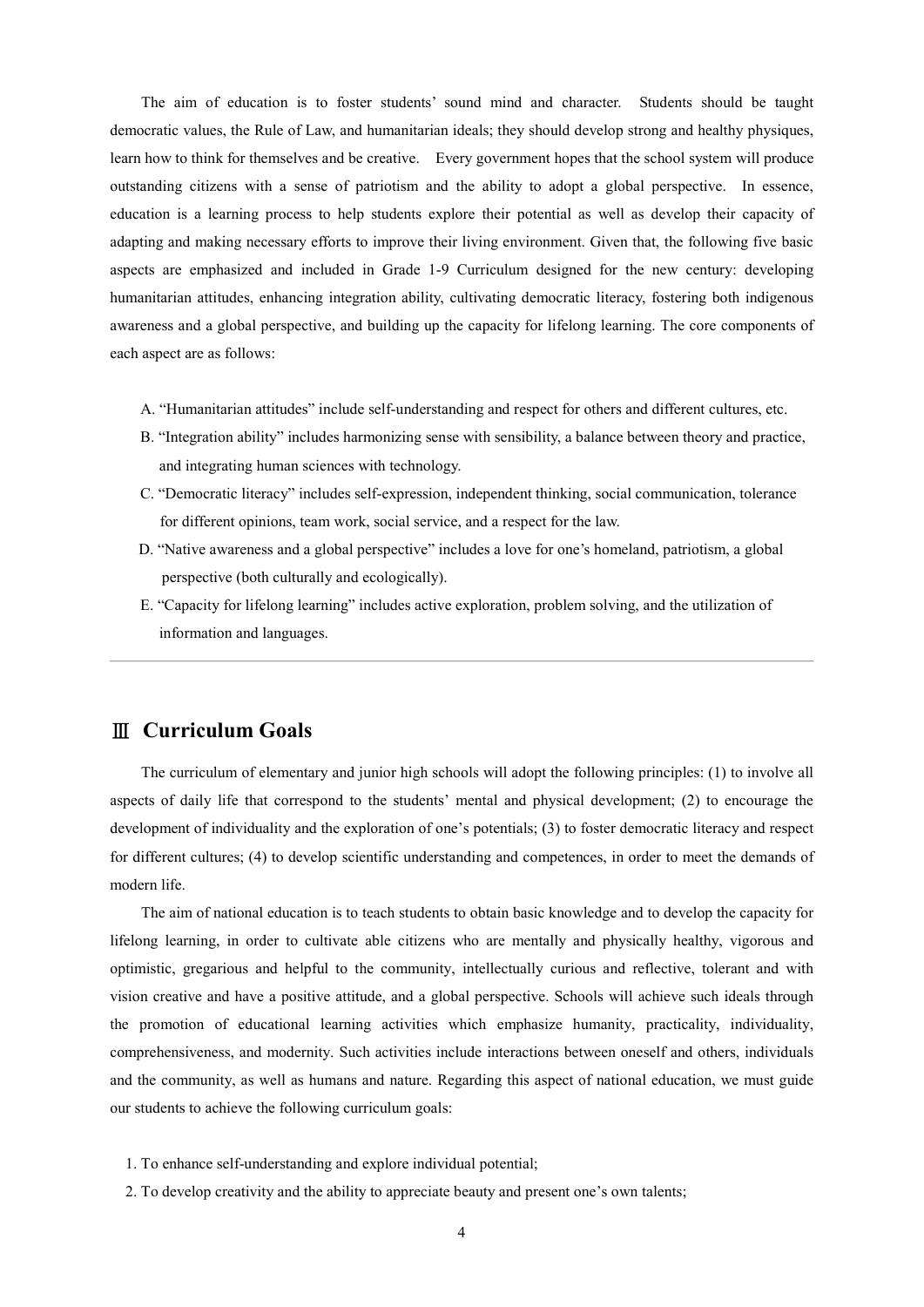The aim of education is to foster students' sound mind and character. Students should be taught democratic values, the Rule of Law, and humanitarian ideals; they should develop strong and healthy physiques, learn how to think for themselves and be creative. Every government hopes that the school system will produce outstanding citizens with a sense of patriotism and the ability to adopt a global perspective. In essence, education is a learning process to help students explore their potential as well as develop their capacity of adapting and making necessary efforts to improve their living environment. Given that, the following five basic aspects are emphasized and included in Grade 1-9 Curriculum designed for the new century: developing humanitarian attitudes, enhancing integration ability, cultivating democratic literacy, fostering both indigenous awareness and a global perspective, and building up the capacity for lifelong learning. The core components of each aspect are as follows:

A. "Humanitarian attitudes" include self-understanding and respect for others and different cultures, etc.
B. "Integration ability" includes harmonizing sense with sensibility, a balance between theory and practice, and integrating human sciences with technology.
C. "Democratic literacy" includes self-expression, independent thinking, social communication, tolerance for different opinions, team work, social service, and a respect for the law.
D. "Native awareness and a global perspective" includes a love for one's homeland, patriotism, a global perspective (both culturally and ecologically).
E. "Capacity for lifelong learning" includes active exploration, problem solving, and the utilization of information and languages.

---

## Ⅲ Curriculum Goals

The curriculum of elementary and junior high schools will adopt the following principles: (1) to involve all aspects of daily life that correspond to the students' mental and physical development; (2) to encourage the development of individuality and the exploration of one's potentials; (3) to foster democratic literacy and respect for different cultures; (4) to develop scientific understanding and competences, in order to meet the demands of modern life.

The aim of national education is to teach students to obtain basic knowledge and to develop the capacity for lifelong learning, in order to cultivate able citizens who are mentally and physically healthy, vigorous and optimistic, gregarious and helpful to the community, intellectually curious and reflective, tolerant and with vision creative and have a positive attitude, and a global perspective. Schools will achieve such ideals through the promotion of educational learning activities which emphasize humanity, practicality, individuality, comprehensiveness, and modernity. Such activities include interactions between oneself and others, individuals and the community, as well as humans and nature. Regarding this aspect of national education, we must guide our students to achieve the following curriculum goals:

1. To enhance self-understanding and explore individual potential;
2. To develop creativity and the ability to appreciate beauty and present one's own talents;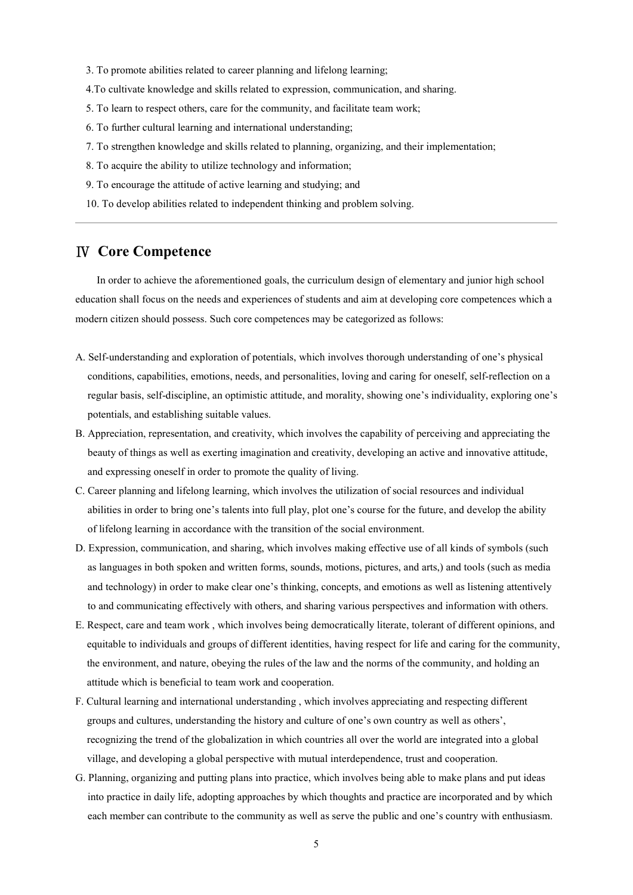3. To promote abilities related to career planning and lifelong learning;

4.To cultivate knowledge and skills related to expression, communication, and sharing.

5. To learn to respect others, care for the community, and facilitate team work;

6. To further cultural learning and international understanding;

7. To strengthen knowledge and skills related to planning, organizing, and their implementation;

8. To acquire the ability to utilize technology and information;

9. To encourage the attitude of active learning and studying; and

10. To develop abilities related to independent thinking and problem solving.

---

## Ⅳ Core Competence

In order to achieve the aforementioned goals, the curriculum design of elementary and junior high school education shall focus on the needs and experiences of students and aim at developing core competences which a modern citizen should possess. Such core competences may be categorized as follows:

A. Self-understanding and exploration of potentials, which involves thorough understanding of one's physical conditions, capabilities, emotions, needs, and personalities, loving and caring for oneself, self-reflection on a regular basis, self-discipline, an optimistic attitude, and morality, showing one's individuality, exploring one's potentials, and establishing suitable values.

B. Appreciation, representation, and creativity, which involves the capability of perceiving and appreciating the beauty of things as well as exerting imagination and creativity, developing an active and innovative attitude, and expressing oneself in order to promote the quality of living.

C. Career planning and lifelong learning, which involves the utilization of social resources and individual abilities in order to bring one's talents into full play, plot one's course for the future, and develop the ability of lifelong learning in accordance with the transition of the social environment.

D. Expression, communication, and sharing, which involves making effective use of all kinds of symbols (such as languages in both spoken and written forms, sounds, motions, pictures, and arts,) and tools (such as media and technology) in order to make clear one's thinking, concepts, and emotions as well as listening attentively to and communicating effectively with others, and sharing various perspectives and information with others.

E. Respect, care and team work , which involves being democratically literate, tolerant of different opinions, and equitable to individuals and groups of different identities, having respect for life and caring for the community, the environment, and nature, obeying the rules of the law and the norms of the community, and holding an attitude which is beneficial to team work and cooperation.

F. Cultural learning and international understanding , which involves appreciating and respecting different groups and cultures, understanding the history and culture of one's own country as well as others', recognizing the trend of the globalization in which countries all over the world are integrated into a global village, and developing a global perspective with mutual interdependence, trust and cooperation.

G. Planning, organizing and putting plans into practice, which involves being able to make plans and put ideas into practice in daily life, adopting approaches by which thoughts and practice are incorporated and by which each member can contribute to the community as well as serve the public and one's country with enthusiasm.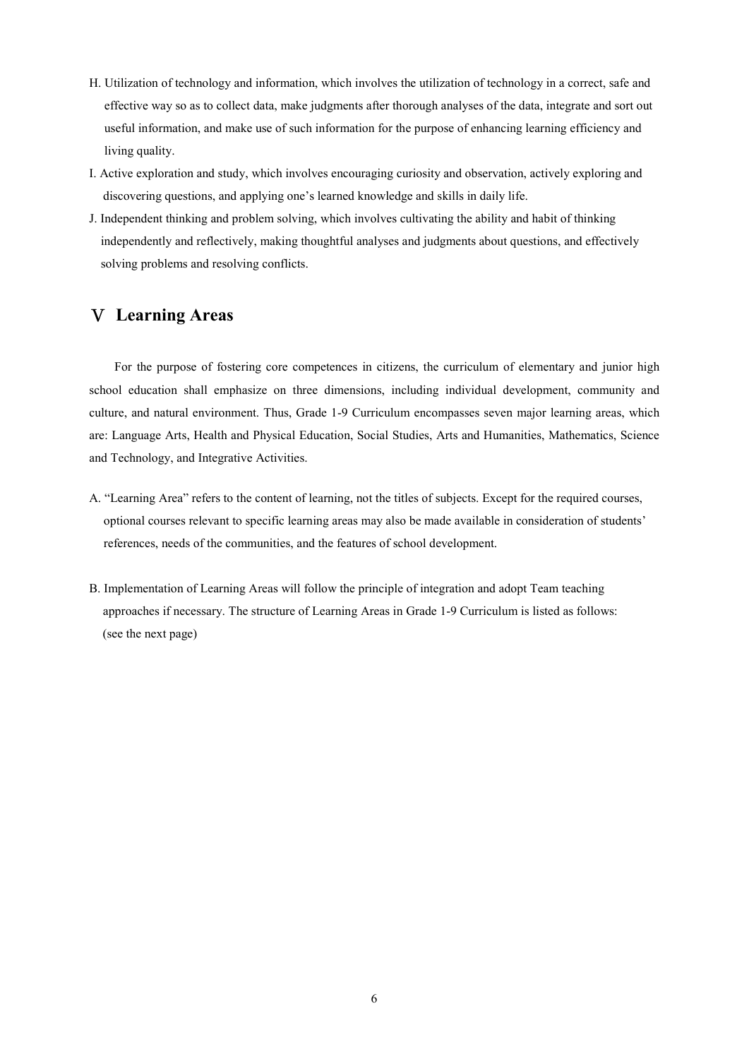H. Utilization of technology and information, which involves the utilization of technology in a correct, safe and effective way so as to collect data, make judgments after thorough analyses of the data, integrate and sort out useful information, and make use of such information for the purpose of enhancing learning efficiency and living quality.

I. Active exploration and study, which involves encouraging curiosity and observation, actively exploring and discovering questions, and applying one's learned knowledge and skills in daily life.

J. Independent thinking and problem solving, which involves cultivating the ability and habit of thinking independently and reflectively, making thoughtful analyses and judgments about questions, and effectively solving problems and resolving conflicts.

## V Learning Areas

For the purpose of fostering core competences in citizens, the curriculum of elementary and junior high school education shall emphasize on three dimensions, including individual development, community and culture, and natural environment. Thus, Grade 1-9 Curriculum encompasses seven major learning areas, which are: Language Arts, Health and Physical Education, Social Studies, Arts and Humanities, Mathematics, Science and Technology, and Integrative Activities.

A. "Learning Area" refers to the content of learning, not the titles of subjects. Except for the required courses, optional courses relevant to specific learning areas may also be made available in consideration of students' references, needs of the communities, and the features of school development.

B. Implementation of Learning Areas will follow the principle of integration and adopt Team teaching approaches if necessary. The structure of Learning Areas in Grade 1-9 Curriculum is listed as follows: (see the next page)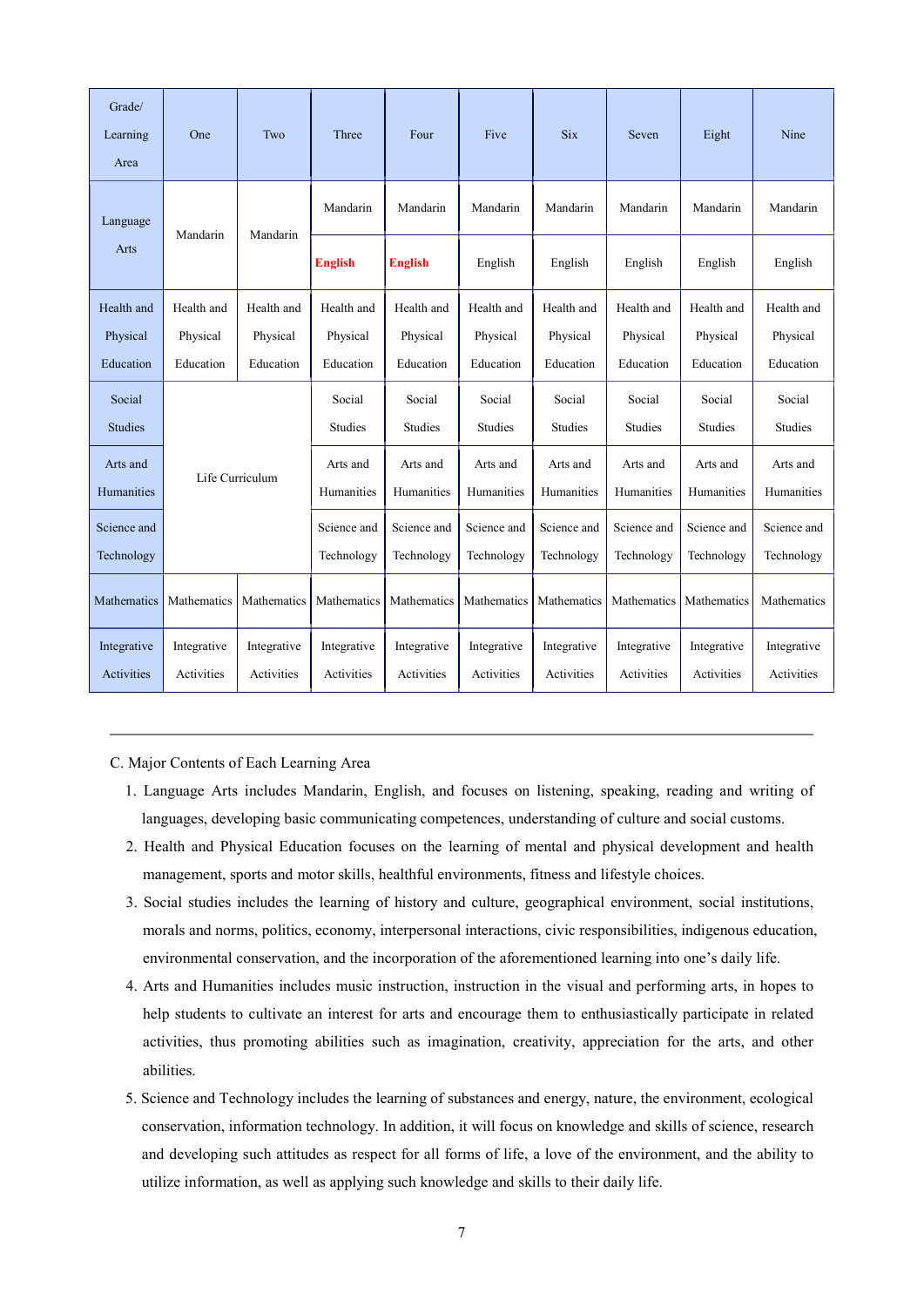| Grade/ Learning Area | One | Two | Three | Four | Five | Six | Seven | Eight | Nine |
|---|---|---|---|---|---|---|---|---|---|
| Language Arts | Mandarin | Mandarin | Mandarin | Mandarin | Mandarin | Mandarin | Mandarin | Mandarin | Mandarin |
| | | | **English** | **English** | English | English | English | English | English |
| Health and Physical Education | Health and Physical Education | Health and Physical Education | Health and Physical Education | Health and Physical Education | Health and Physical Education | Health and Physical Education | Health and Physical Education | Health and Physical Education | Health and Physical Education |
| Social Studies | Life Curriculum | | Social Studies | Social Studies | Social Studies | Social Studies | Social Studies | Social Studies | Social Studies |
| Arts and Humanities | | | Arts and Humanities | Arts and Humanities | Arts and Humanities | Arts and Humanities | Arts and Humanities | Arts and Humanities | Arts and Humanities |
| Science and Technology | | | Science and Technology | Science and Technology | Science and Technology | Science and Technology | Science and Technology | Science and Technology | Science and Technology |
| Mathematics | Mathematics | Mathematics | Mathematics | Mathematics | Mathematics | Mathematics | Mathematics | Mathematics | Mathematics |
| Integrative Activities | Integrative Activities | Integrative Activities | Integrative Activities | Integrative Activities | Integrative Activities | Integrative Activities | Integrative Activities | Integrative Activities | Integrative Activities |

---

C. Major Contents of Each Learning Area

1. Language Arts includes Mandarin, English, and focuses on listening, speaking, reading and writing of languages, developing basic communicating competences, understanding of culture and social customs.
2. Health and Physical Education focuses on the learning of mental and physical development and health management, sports and motor skills, healthful environments, fitness and lifestyle choices.
3. Social studies includes the learning of history and culture, geographical environment, social institutions, morals and norms, politics, economy, interpersonal interactions, civic responsibilities, indigenous education, environmental conservation, and the incorporation of the aforementioned learning into one's daily life.
4. Arts and Humanities includes music instruction, instruction in the visual and performing arts, in hopes to help students to cultivate an interest for arts and encourage them to enthusiastically participate in related activities, thus promoting abilities such as imagination, creativity, appreciation for the arts, and other abilities.
5. Science and Technology includes the learning of substances and energy, nature, the environment, ecological conservation, information technology. In addition, it will focus on knowledge and skills of science, research and developing such attitudes as respect for all forms of life, a love of the environment, and the ability to utilize information, as well as applying such knowledge and skills to their daily life.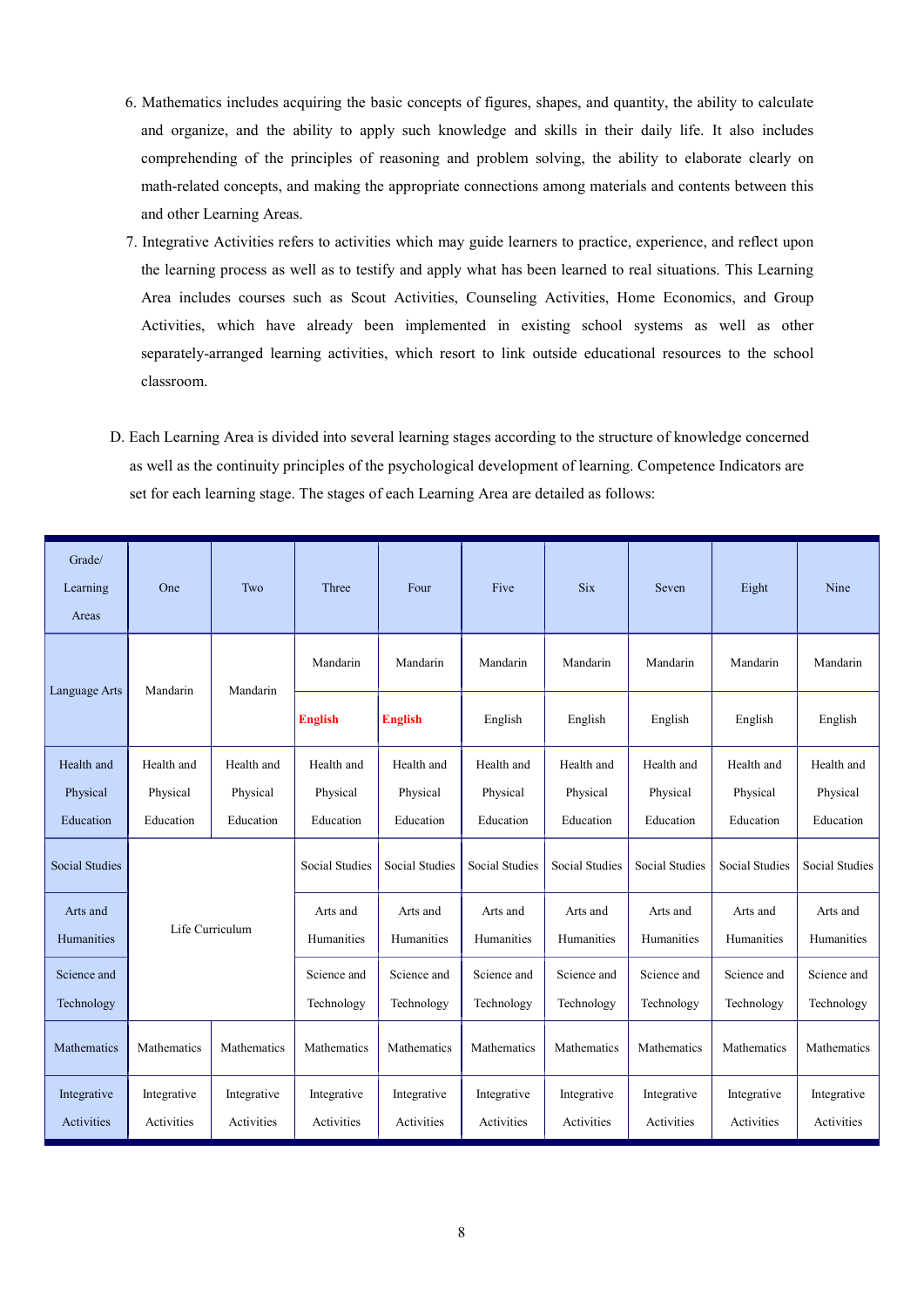6. Mathematics includes acquiring the basic concepts of figures, shapes, and quantity, the ability to calculate and organize, and the ability to apply such knowledge and skills in their daily life. It also includes comprehending of the principles of reasoning and problem solving, the ability to elaborate clearly on math-related concepts, and making the appropriate connections among materials and contents between this and other Learning Areas.
7. Integrative Activities refers to activities which may guide learners to practice, experience, and reflect upon the learning process as well as to testify and apply what has been learned to real situations. This Learning Area includes courses such as Scout Activities, Counseling Activities, Home Economics, and Group Activities, which have already been implemented in existing school systems as well as other separately-arranged learning activities, which resort to link outside educational resources to the school classroom.

D. Each Learning Area is divided into several learning stages according to the structure of knowledge concerned as well as the continuity principles of the psychological development of learning. Competence Indicators are set for each learning stage. The stages of each Learning Area are detailed as follows:

| Grade/ Learning Areas | One | Two | Three | Four | Five | Six | Seven | Eight | Nine |
|---|---|---|---|---|---|---|---|---|---|
| Language Arts | Mandarin | Mandarin | Mandarin | Mandarin | Mandarin | Mandarin | Mandarin | Mandarin | Mandarin |
| | | | **English** | **English** | English | English | English | English | English |
| Health and Physical Education | Health and Physical Education | Health and Physical Education | Health and Physical Education | Health and Physical Education | Health and Physical Education | Health and Physical Education | Health and Physical Education | Health and Physical Education | Health and Physical Education |
| Social Studies | Life Curriculum | | Social Studies | Social Studies | Social Studies | Social Studies | Social Studies | Social Studies | Social Studies |
| Arts and Humanities | | | Arts and Humanities | Arts and Humanities | Arts and Humanities | Arts and Humanities | Arts and Humanities | Arts and Humanities | Arts and Humanities |
| Science and Technology | | | Science and Technology | Science and Technology | Science and Technology | Science and Technology | Science and Technology | Science and Technology | Science and Technology |
| Mathematics | Mathematics | Mathematics | Mathematics | Mathematics | Mathematics | Mathematics | Mathematics | Mathematics | Mathematics |
| Integrative Activities | Integrative Activities | Integrative Activities | Integrative Activities | Integrative Activities | Integrative Activities | Integrative Activities | Integrative Activities | Integrative Activities | Integrative Activities |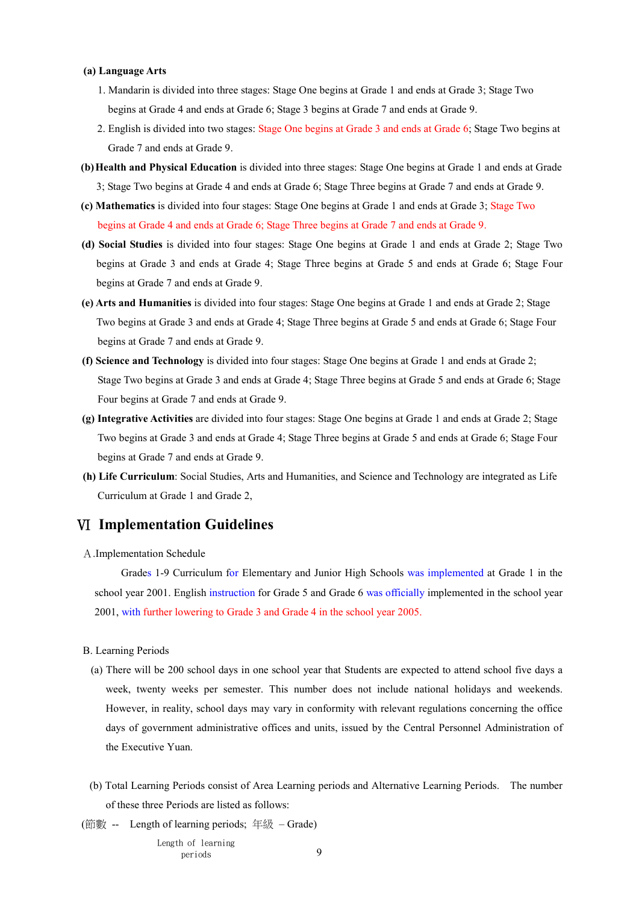**(a) Language Arts**

1. Mandarin is divided into three stages: Stage One begins at Grade 1 and ends at Grade 3; Stage Two begins at Grade 4 and ends at Grade 6; Stage 3 begins at Grade 7 and ends at Grade 9.
2. English is divided into two stages: Stage One begins at Grade 3 and ends at Grade 6; Stage Two begins at Grade 7 and ends at Grade 9.

**(b) Health and Physical Education** is divided into three stages: Stage One begins at Grade 1 and ends at Grade 3; Stage Two begins at Grade 4 and ends at Grade 6; Stage Three begins at Grade 7 and ends at Grade 9.

**(c) Mathematics** is divided into four stages: Stage One begins at Grade 1 and ends at Grade 3; Stage Two begins at Grade 4 and ends at Grade 6; Stage Three begins at Grade 7 and ends at Grade 9.

**(d) Social Studies** is divided into four stages: Stage One begins at Grade 1 and ends at Grade 2; Stage Two begins at Grade 3 and ends at Grade 4; Stage Three begins at Grade 5 and ends at Grade 6; Stage Four begins at Grade 7 and ends at Grade 9.

**(e) Arts and Humanities** is divided into four stages: Stage One begins at Grade 1 and ends at Grade 2; Stage Two begins at Grade 3 and ends at Grade 4; Stage Three begins at Grade 5 and ends at Grade 6; Stage Four begins at Grade 7 and ends at Grade 9.

**(f) Science and Technology** is divided into four stages: Stage One begins at Grade 1 and ends at Grade 2; Stage Two begins at Grade 3 and ends at Grade 4; Stage Three begins at Grade 5 and ends at Grade 6; Stage Four begins at Grade 7 and ends at Grade 9.

**(g) Integrative Activities** are divided into four stages: Stage One begins at Grade 1 and ends at Grade 2; Stage Two begins at Grade 3 and ends at Grade 4; Stage Three begins at Grade 5 and ends at Grade 6; Stage Four begins at Grade 7 and ends at Grade 9.

**(h) Life Curriculum**: Social Studies, Arts and Humanities, and Science and Technology are integrated as Life Curriculum at Grade 1 and Grade 2,

## Ⅵ Implementation Guidelines

A.Implementation Schedule

Grades 1-9 Curriculum for Elementary and Junior High Schools was implemented at Grade 1 in the school year 2001. English instruction for Grade 5 and Grade 6 was officially implemented in the school year 2001, with further lowering to Grade 3 and Grade 4 in the school year 2005.

B. Learning Periods

(a) There will be 200 school days in one school year that Students are expected to attend school five days a week, twenty weeks per semester. This number does not include national holidays and weekends. However, in reality, school days may vary in conformity with relevant regulations concerning the office days of government administrative offices and units, issued by the Central Personnel Administration of the Executive Yuan.

(b) Total Learning Periods consist of Area Learning periods and Alternative Learning Periods. The number of these three Periods are listed as follows:

(節數 -- Length of learning periods; 年級 – Grade)

Length of learning periods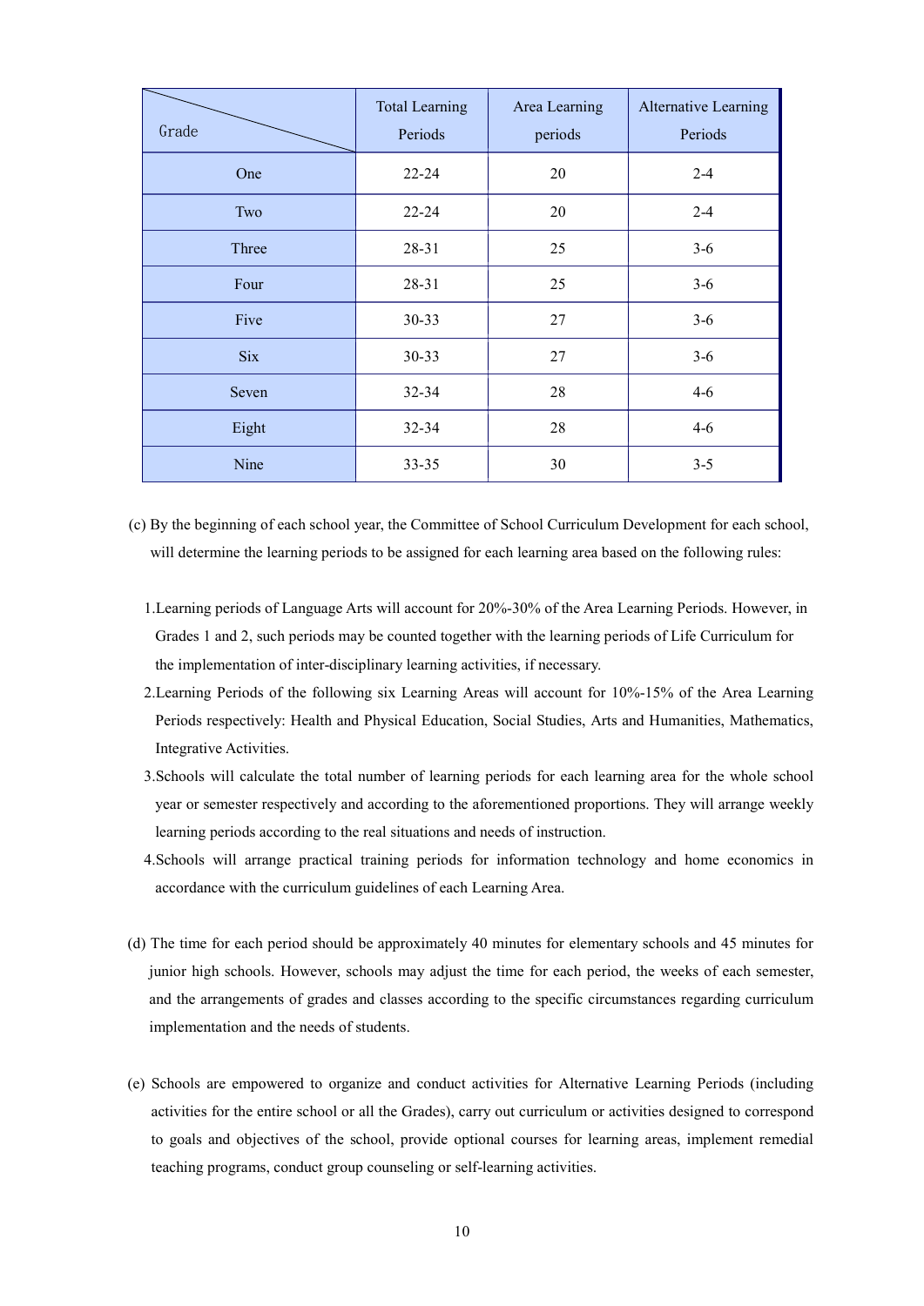| Grade | Total Learning Periods | Area Learning periods | Alternative Learning Periods |
|---|---|---|---|
| One | 22-24 | 20 | 2-4 |
| Two | 22-24 | 20 | 2-4 |
| Three | 28-31 | 25 | 3-6 |
| Four | 28-31 | 25 | 3-6 |
| Five | 30-33 | 27 | 3-6 |
| Six | 30-33 | 27 | 3-6 |
| Seven | 32-34 | 28 | 4-6 |
| Eight | 32-34 | 28 | 4-6 |
| Nine | 33-35 | 30 | 3-5 |

(c) By the beginning of each school year, the Committee of School Curriculum Development for each school, will determine the learning periods to be assigned for each learning area based on the following rules:

1. Learning periods of Language Arts will account for 20%-30% of the Area Learning Periods. However, in Grades 1 and 2, such periods may be counted together with the learning periods of Life Curriculum for the implementation of inter-disciplinary learning activities, if necessary.
2. Learning Periods of the following six Learning Areas will account for 10%-15% of the Area Learning Periods respectively: Health and Physical Education, Social Studies, Arts and Humanities, Mathematics, Integrative Activities.
3. Schools will calculate the total number of learning periods for each learning area for the whole school year or semester respectively and according to the aforementioned proportions. They will arrange weekly learning periods according to the real situations and needs of instruction.
4. Schools will arrange practical training periods for information technology and home economics in accordance with the curriculum guidelines of each Learning Area.

(d) The time for each period should be approximately 40 minutes for elementary schools and 45 minutes for junior high schools. However, schools may adjust the time for each period, the weeks of each semester, and the arrangements of grades and classes according to the specific circumstances regarding curriculum implementation and the needs of students.

(e) Schools are empowered to organize and conduct activities for Alternative Learning Periods (including activities for the entire school or all the Grades), carry out curriculum or activities designed to correspond to goals and objectives of the school, provide optional courses for learning areas, implement remedial teaching programs, conduct group counseling or self-learning activities.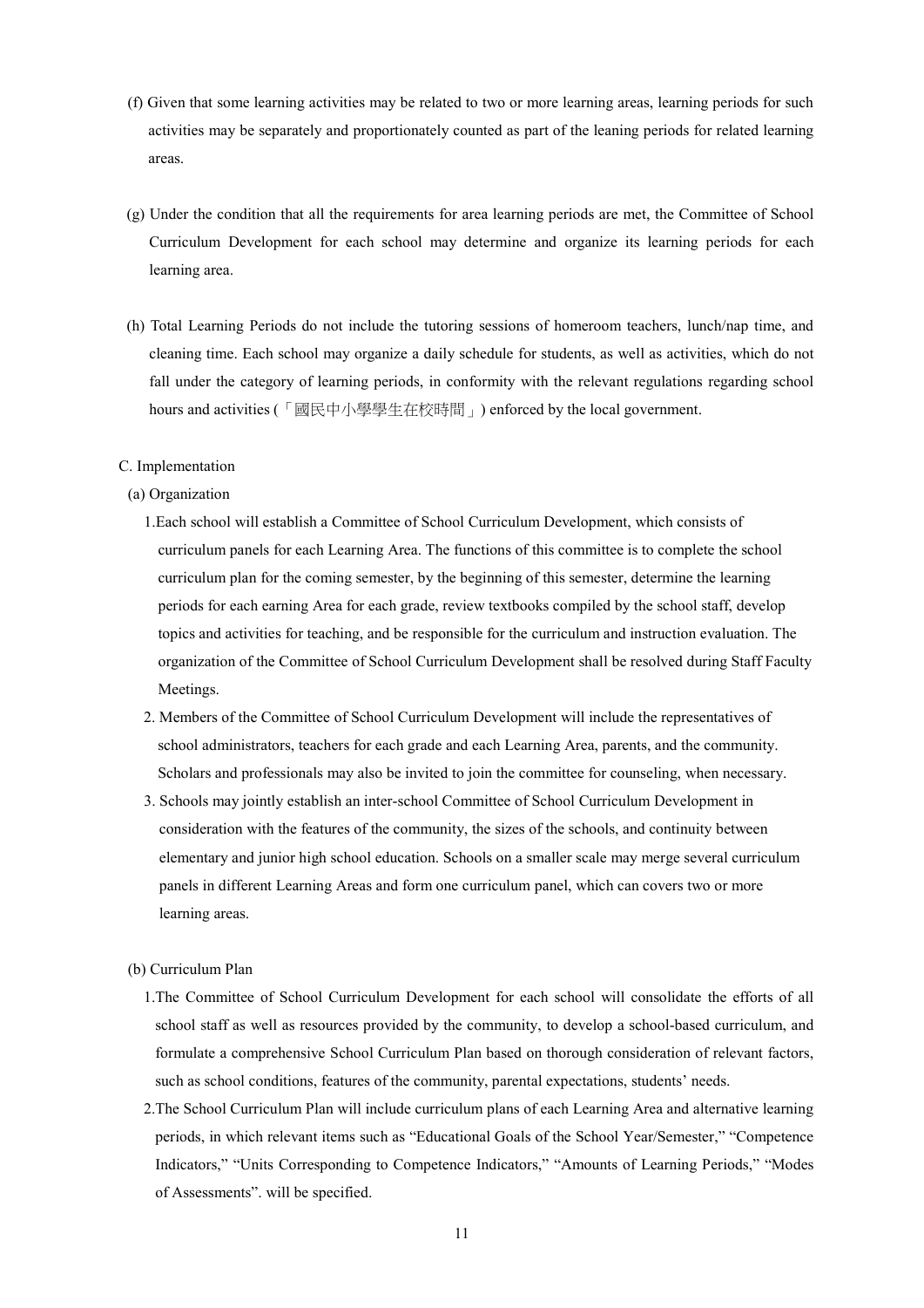(f) Given that some learning activities may be related to two or more learning areas, learning periods for such activities may be separately and proportionately counted as part of the leaning periods for related learning areas.

(g) Under the condition that all the requirements for area learning periods are met, the Committee of School Curriculum Development for each school may determine and organize its learning periods for each learning area.

(h) Total Learning Periods do not include the tutoring sessions of homeroom teachers, lunch/nap time, and cleaning time. Each school may organize a daily schedule for students, as well as activities, which do not fall under the category of learning periods, in conformity with the relevant regulations regarding school hours and activities (「國民中小學學生在校時間」) enforced by the local government.

C. Implementation

(a) Organization

1. Each school will establish a Committee of School Curriculum Development, which consists of curriculum panels for each Learning Area. The functions of this committee is to complete the school curriculum plan for the coming semester, by the beginning of this semester, determine the learning periods for each earning Area for each grade, review textbooks compiled by the school staff, develop topics and activities for teaching, and be responsible for the curriculum and instruction evaluation. The organization of the Committee of School Curriculum Development shall be resolved during Staff Faculty Meetings.
2. Members of the Committee of School Curriculum Development will include the representatives of school administrators, teachers for each grade and each Learning Area, parents, and the community. Scholars and professionals may also be invited to join the committee for counseling, when necessary.
3. Schools may jointly establish an inter-school Committee of School Curriculum Development in consideration with the features of the community, the sizes of the schools, and continuity between elementary and junior high school education. Schools on a smaller scale may merge several curriculum panels in different Learning Areas and form one curriculum panel, which can covers two or more learning areas.

(b) Curriculum Plan

1. The Committee of School Curriculum Development for each school will consolidate the efforts of all school staff as well as resources provided by the community, to develop a school-based curriculum, and formulate a comprehensive School Curriculum Plan based on thorough consideration of relevant factors, such as school conditions, features of the community, parental expectations, students' needs.
2. The School Curriculum Plan will include curriculum plans of each Learning Area and alternative learning periods, in which relevant items such as "Educational Goals of the School Year/Semester," "Competence Indicators," "Units Corresponding to Competence Indicators," "Amounts of Learning Periods," "Modes of Assessments". will be specified.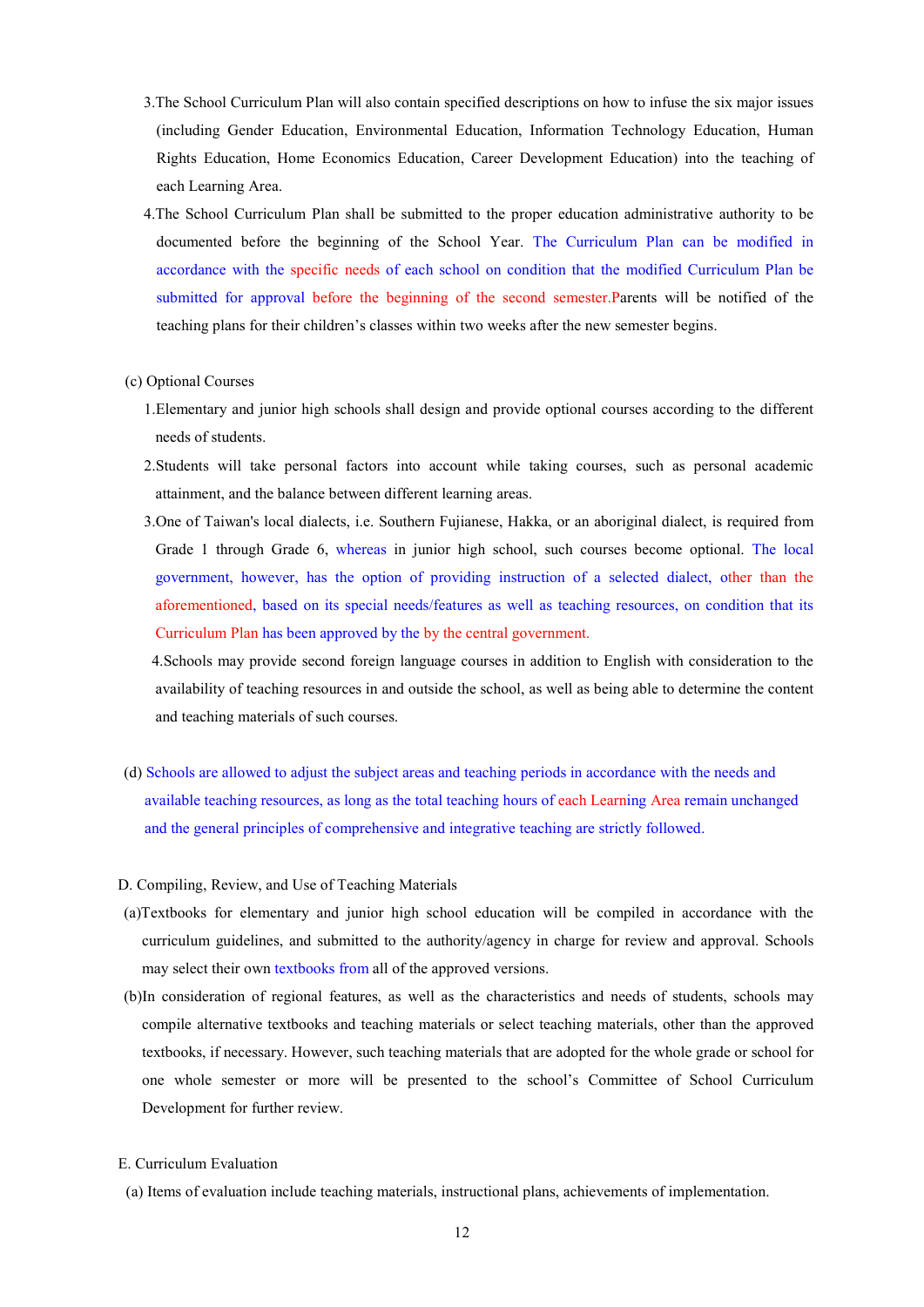3.The School Curriculum Plan will also contain specified descriptions on how to infuse the six major issues (including Gender Education, Environmental Education, Information Technology Education, Human Rights Education, Home Economics Education, Career Development Education) into the teaching of each Learning Area.

4.The School Curriculum Plan shall be submitted to the proper education administrative authority to be documented before the beginning of the School Year. The Curriculum Plan can be modified in accordance with the specific needs of each school on condition that the modified Curriculum Plan be submitted for approval before the beginning of the second semester.Parents will be notified of the teaching plans for their children's classes within two weeks after the new semester begins.

(c) Optional Courses

1.Elementary and junior high schools shall design and provide optional courses according to the different needs of students.

2.Students will take personal factors into account while taking courses, such as personal academic attainment, and the balance between different learning areas.

3.One of Taiwan's local dialects, i.e. Southern Fujianese, Hakka, or an aboriginal dialect, is required from Grade 1 through Grade 6, whereas in junior high school, such courses become optional. The local government, however, has the option of providing instruction of a selected dialect, other than the aforementioned, based on its special needs/features as well as teaching resources, on condition that its Curriculum Plan has been approved by the by the central government.

4.Schools may provide second foreign language courses in addition to English with consideration to the availability of teaching resources in and outside the school, as well as being able to determine the content and teaching materials of such courses.

(d) Schools are allowed to adjust the subject areas and teaching periods in accordance with the needs and available teaching resources, as long as the total teaching hours of each Learning Area remain unchanged and the general principles of comprehensive and integrative teaching are strictly followed.

D. Compiling, Review, and Use of Teaching Materials

(a)Textbooks for elementary and junior high school education will be compiled in accordance with the curriculum guidelines, and submitted to the authority/agency in charge for review and approval. Schools may select their own textbooks from all of the approved versions.

(b)In consideration of regional features, as well as the characteristics and needs of students, schools may compile alternative textbooks and teaching materials or select teaching materials, other than the approved textbooks, if necessary. However, such teaching materials that are adopted for the whole grade or school for one whole semester or more will be presented to the school's Committee of School Curriculum Development for further review.

E. Curriculum Evaluation

(a) Items of evaluation include teaching materials, instructional plans, achievements of implementation.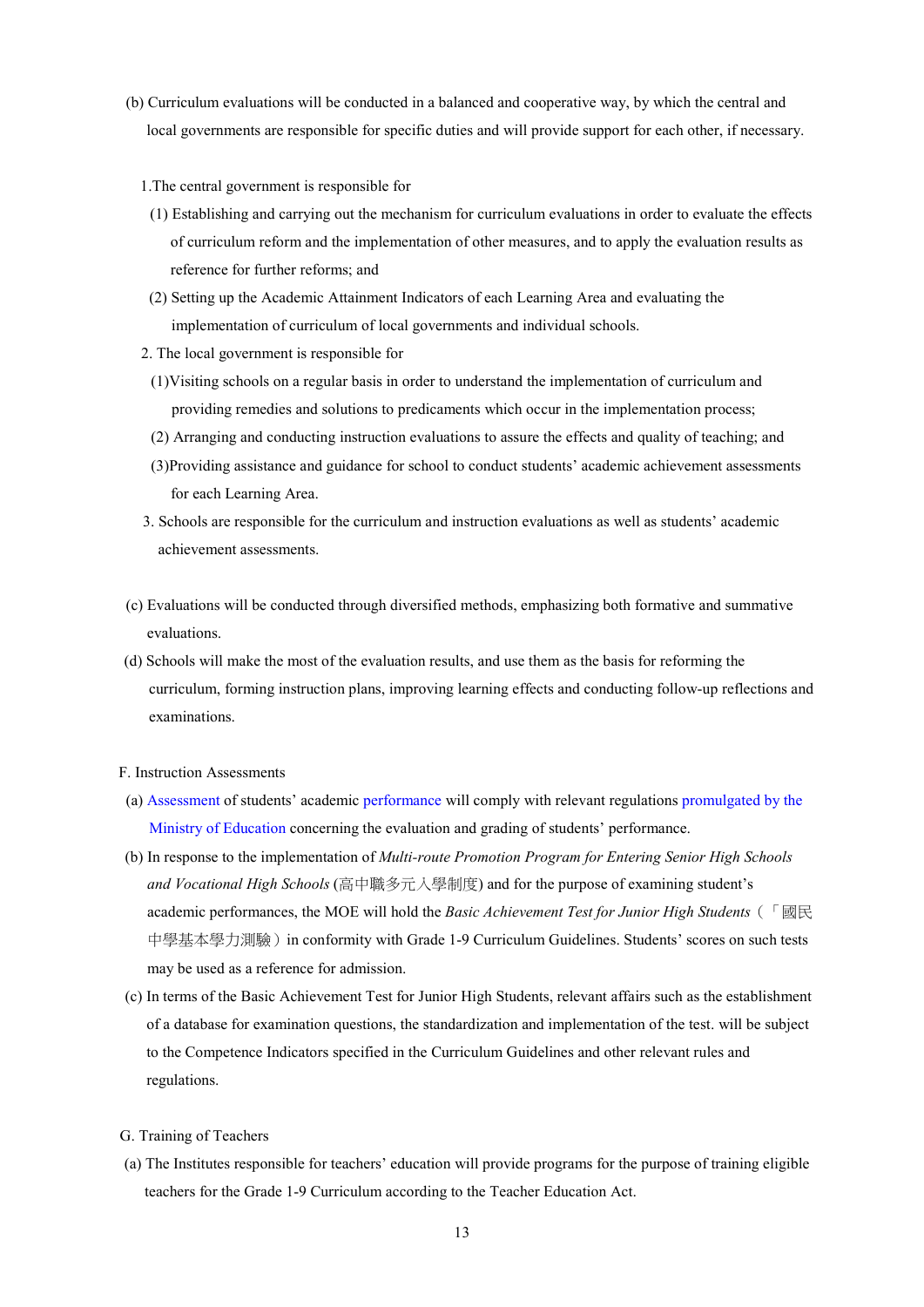(b) Curriculum evaluations will be conducted in a balanced and cooperative way, by which the central and local governments are responsible for specific duties and will provide support for each other, if necessary.

1. The central government is responsible for

   (1) Establishing and carrying out the mechanism for curriculum evaluations in order to evaluate the effects of curriculum reform and the implementation of other measures, and to apply the evaluation results as reference for further reforms; and

   (2) Setting up the Academic Attainment Indicators of each Learning Area and evaluating the implementation of curriculum of local governments and individual schools.

2. The local government is responsible for

   (1) Visiting schools on a regular basis in order to understand the implementation of curriculum and providing remedies and solutions to predicaments which occur in the implementation process;

   (2) Arranging and conducting instruction evaluations to assure the effects and quality of teaching; and

   (3) Providing assistance and guidance for school to conduct students' academic achievement assessments for each Learning Area.

3. Schools are responsible for the curriculum and instruction evaluations as well as students' academic achievement assessments.

(c) Evaluations will be conducted through diversified methods, emphasizing both formative and summative evaluations.

(d) Schools will make the most of the evaluation results, and use them as the basis for reforming the curriculum, forming instruction plans, improving learning effects and conducting follow-up reflections and examinations.

F. Instruction Assessments

(a) Assessment of students' academic performance will comply with relevant regulations promulgated by the Ministry of Education concerning the evaluation and grading of students' performance.

(b) In response to the implementation of *Multi-route Promotion Program for Entering Senior High Schools and Vocational High Schools* (高中職多元入學制度) and for the purpose of examining student's academic performances, the MOE will hold the *Basic Achievement Test for Junior High Students*（「國民中學基本學力測驗）in conformity with Grade 1-9 Curriculum Guidelines. Students' scores on such tests may be used as a reference for admission.

(c) In terms of the Basic Achievement Test for Junior High Students, relevant affairs such as the establishment of a database for examination questions, the standardization and implementation of the test. will be subject to the Competence Indicators specified in the Curriculum Guidelines and other relevant rules and regulations.

G. Training of Teachers

(a) The Institutes responsible for teachers' education will provide programs for the purpose of training eligible teachers for the Grade 1-9 Curriculum according to the Teacher Education Act.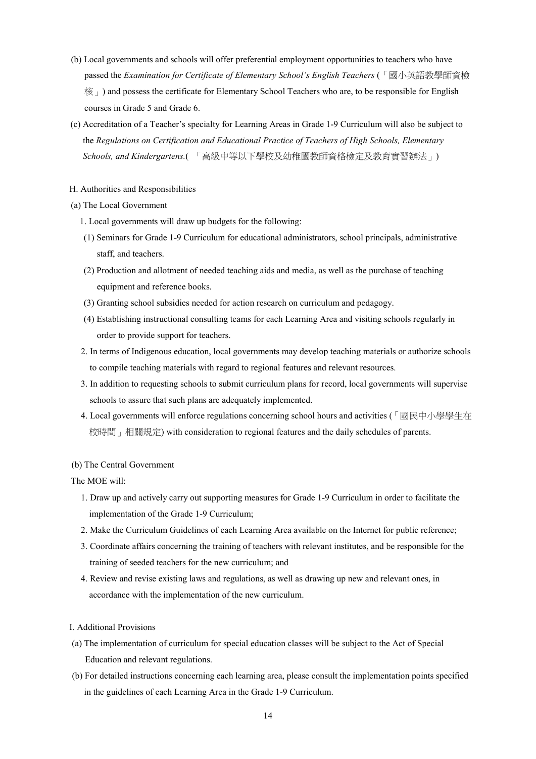(b) Local governments and schools will offer preferential employment opportunities to teachers who have passed the *Examination for Certificate of Elementary School's English Teachers* (「國小英語教學師資檢核」) and possess the certificate for Elementary School Teachers who are, to be responsible for English courses in Grade 5 and Grade 6.

(c) Accreditation of a Teacher's specialty for Learning Areas in Grade 1-9 Curriculum will also be subject to the *Regulations on Certification and Educational Practice of Teachers of High Schools, Elementary Schools, and Kindergartens.*(「高級中等以下學校及幼稚園教師資格檢定及教育實習辦法」)

H. Authorities and Responsibilities

(a) The Local Government

1. Local governments will draw up budgets for the following:

(1) Seminars for Grade 1-9 Curriculum for educational administrators, school principals, administrative staff, and teachers.

(2) Production and allotment of needed teaching aids and media, as well as the purchase of teaching equipment and reference books.

(3) Granting school subsidies needed for action research on curriculum and pedagogy.

(4) Establishing instructional consulting teams for each Learning Area and visiting schools regularly in order to provide support for teachers.

2. In terms of Indigenous education, local governments may develop teaching materials or authorize schools to compile teaching materials with regard to regional features and relevant resources.

3. In addition to requesting schools to submit curriculum plans for record, local governments will supervise schools to assure that such plans are adequately implemented.

4. Local governments will enforce regulations concerning school hours and activities (「國民中小學學生在校時間」相關規定) with consideration to regional features and the daily schedules of parents.

(b) The Central Government

The MOE will:

1. Draw up and actively carry out supporting measures for Grade 1-9 Curriculum in order to facilitate the implementation of the Grade 1-9 Curriculum;

2. Make the Curriculum Guidelines of each Learning Area available on the Internet for public reference;

3. Coordinate affairs concerning the training of teachers with relevant institutes, and be responsible for the training of seeded teachers for the new curriculum; and

4. Review and revise existing laws and regulations, as well as drawing up new and relevant ones, in accordance with the implementation of the new curriculum.

I. Additional Provisions

(a) The implementation of curriculum for special education classes will be subject to the Act of Special Education and relevant regulations.

(b) For detailed instructions concerning each learning area, please consult the implementation points specified in the guidelines of each Learning Area in the Grade 1-9 Curriculum.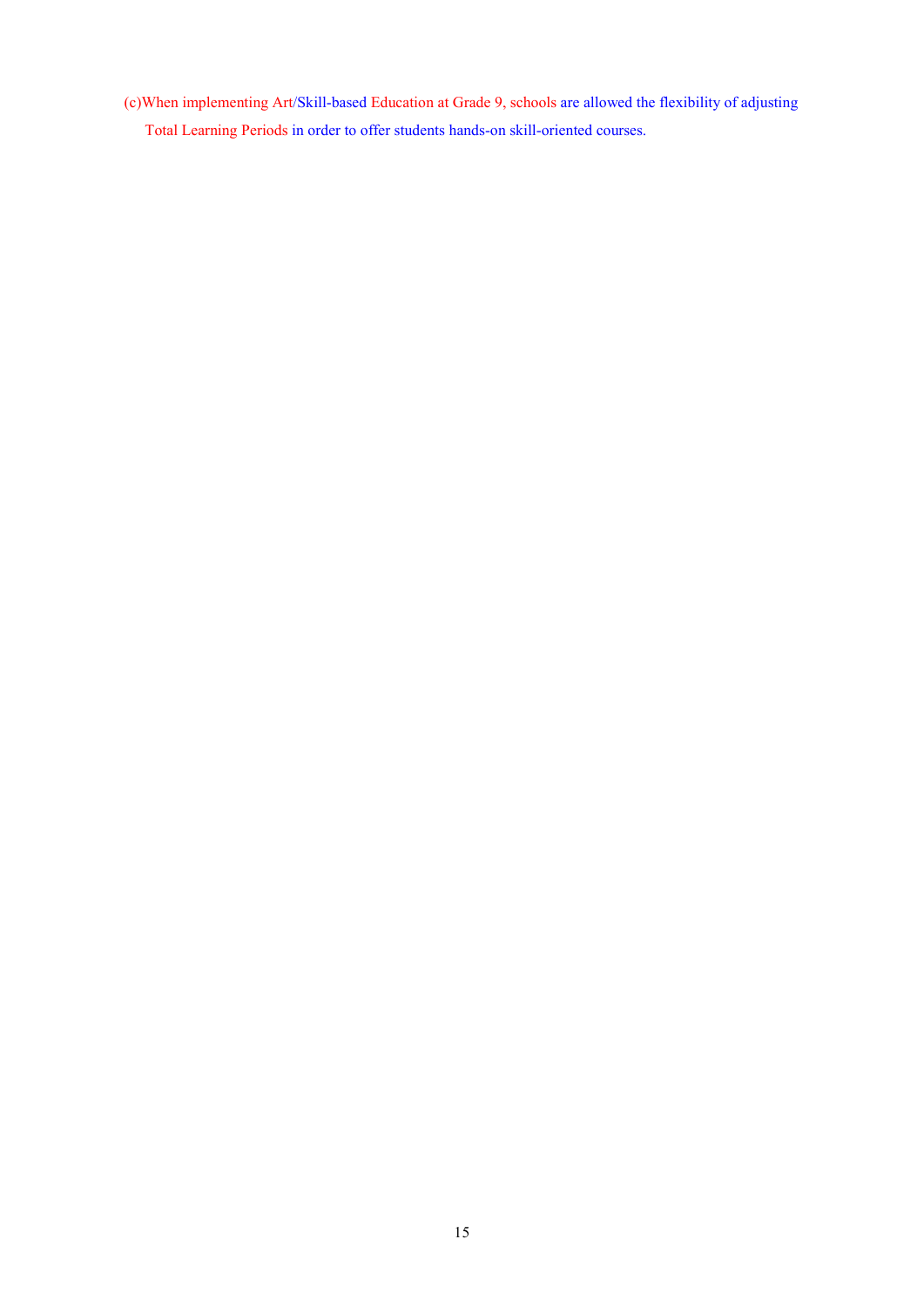(c)When implementing Art/Skill-based Education at Grade 9, schools are allowed the flexibility of adjusting Total Learning Periods in order to offer students hands-on skill-oriented courses.